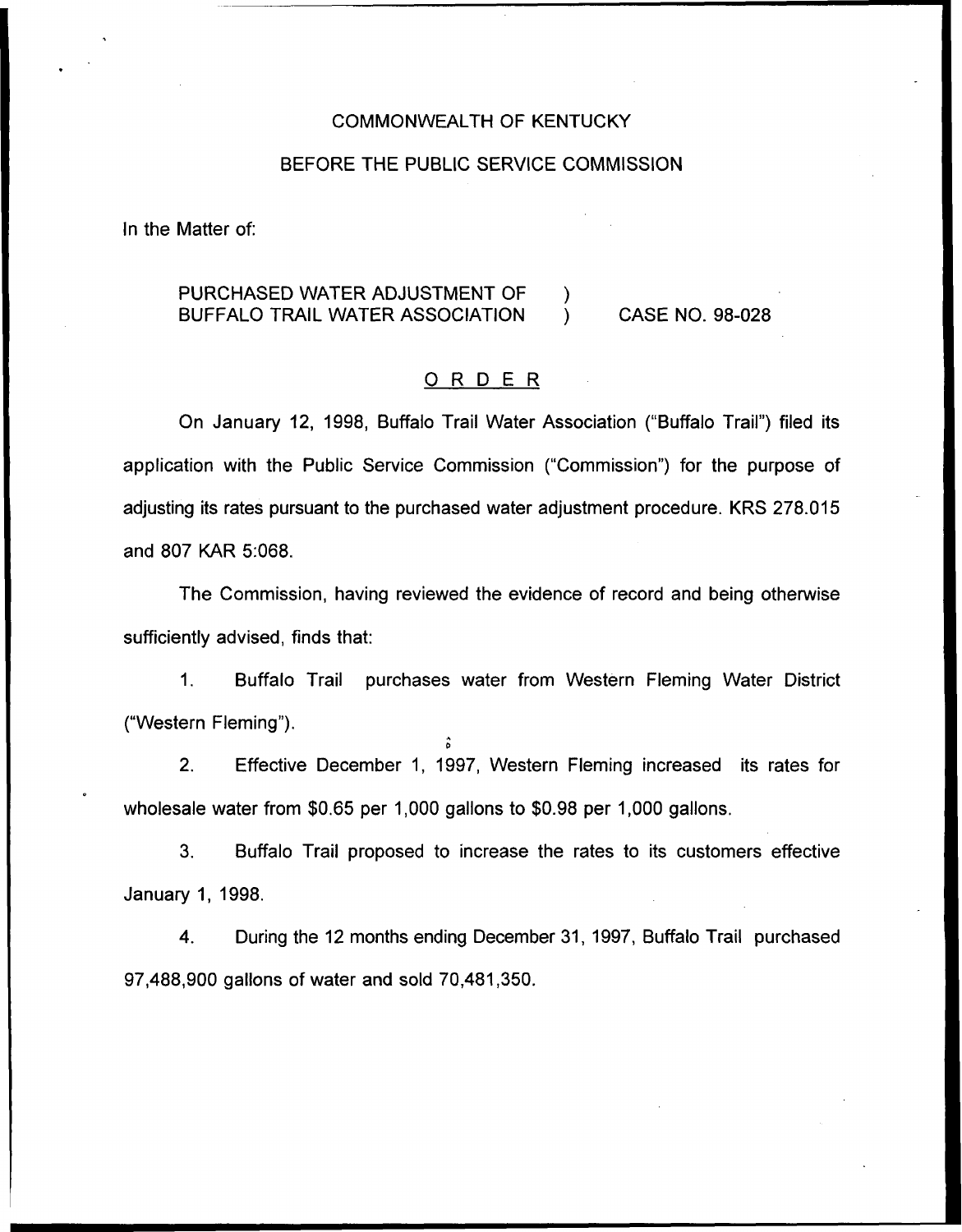COMMONWEALTH OF KENTUCKY

BEFORE THE PUBLIC SERVICE COMMISSION

In the Matter of:

PURCHASED WATER ADJUSTMENT OF BUFFALO TRAIL WATER ASSOCIATION ) CASE NO. 98-028

## ORDER

On January 12, 1998, Buffalo Trail Water Association ("Buffalo Trail") filed its application with the Public Service Commission ("Commission") for the purpose of adjusting its rates pursuant to the purchased water adjustment procedure. KRS 278.015 and 807 KAR 5:068.

The Commission, having reviewed the evidence of record and being otherwise sufficiently advised, finds that:

1. Buffalo Trail purchases water from Western Fleming Water District ("Western Fleming").

2. Effective December 1, 1997, Western Fleming increased its rates for wholesale water from $0.65 per 1,000 gallons to $0.98 per 1,000 gallons.

3. Buffalo Trail proposed to increase the rates to its customers effective January 1, 1998.

4. During the 12 months ending December 31, 1997, Buffalo Trail purchased 97,488,900 gallons of water and sold 70,481,350.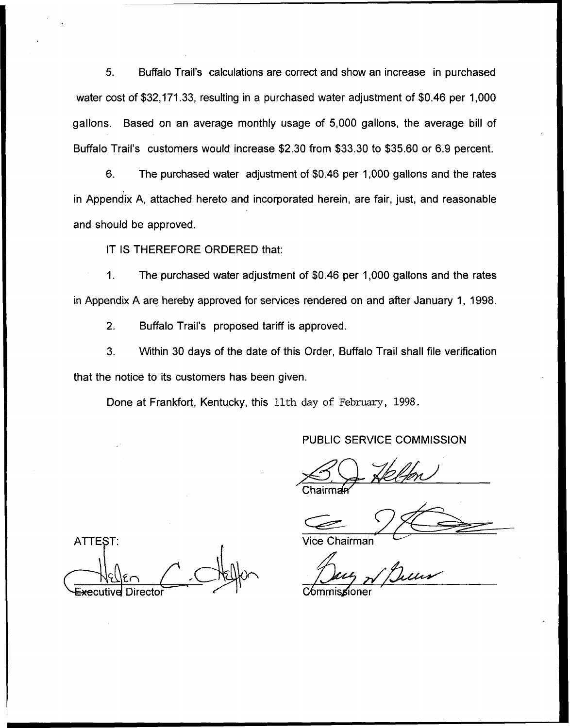5. Buffalo Trail's calculations are correct and show an increase in purchased water cost of $32,171.33, resulting in a purchased water adjustment of $0.46 per 1,000 gallons. Based on an average monthly usage of 5,000 gallons, the average bill of Buffalo Trail's customers would increase $2.30 from $33.30 to $35.60 or 6.9 percent.

6. The purchased water adjustment of $0.46 per 1,000 gallons and the rates in Appendix A, attached hereto and incorporated herein, are fair, just, and reasonable and should be approved.

IT IS THEREFORE ORDERED that:

1. The purchased water adjustment of $0.46 per 1,000 gallons and the rates in Appendix A are hereby approved for services rendered on and after January 1, 1998.

2. Buffalo Trail's proposed tariff is approved.

3. Within 30 days of the date of this Order, Buffalo Trail shall file verification that the notice to its customers has been given.

Done at Frankfort, Kentucky, this 11th day of February, 1998.

PUBLIC SERVICE COMMISSION

Chairman

Vice Chairman

Commissioner

ATTEST:

Executive Director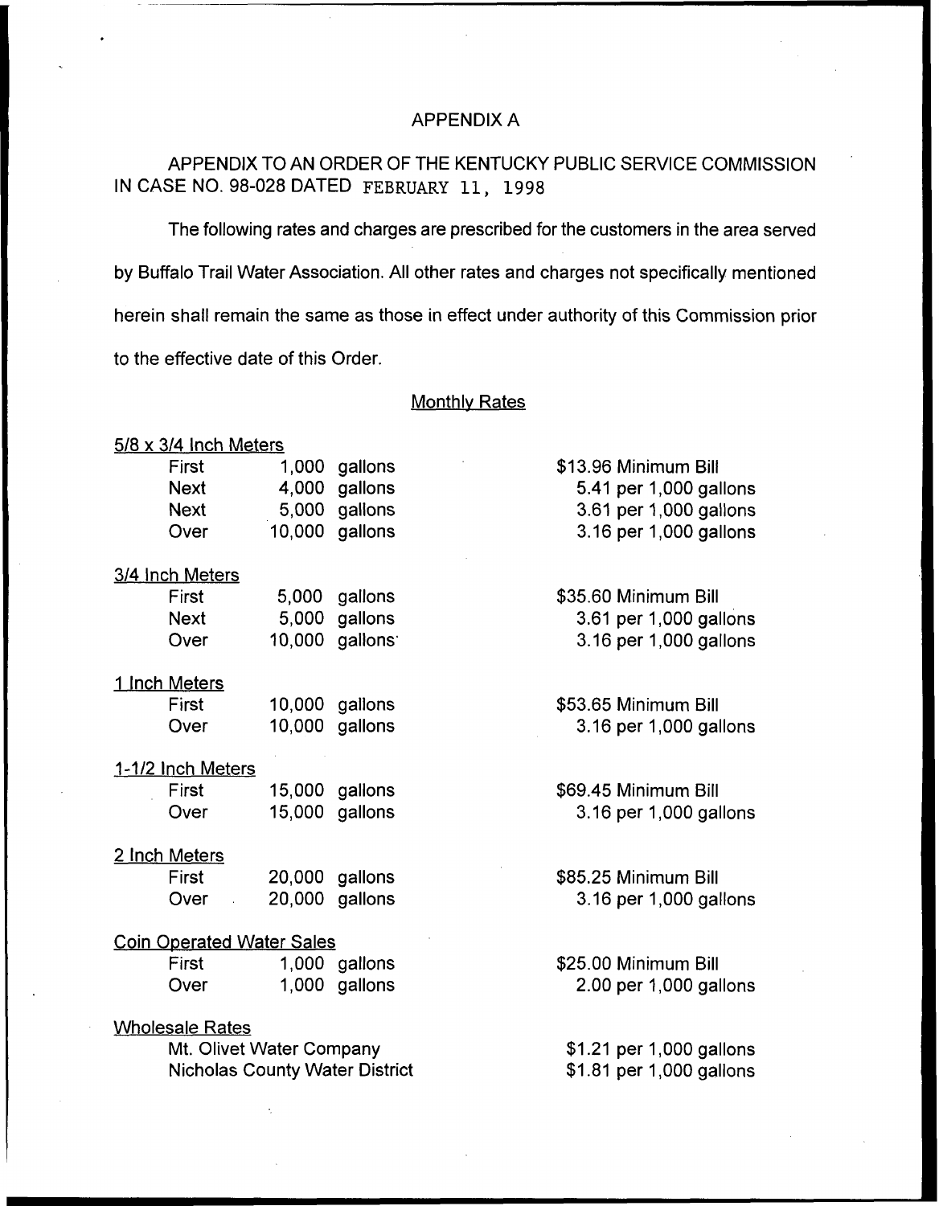# APPENDIX A

APPENDIX TO AN ORDER OF THE KENTUCKY PUBLIC SERVICE COMMISSION IN CASE NO. 98-028 DATED FEBRUARY 11, 1998

The following rates and charges are prescribed for the customers in the area served by Buffalo Trail Water Association. All other rates and charges not specifically mentioned herein shall remain the same as those in effect under authority of this Commission prior to the effective date of this Order.

## Monthly Rates

| | | | |
|---|---|---|---|
| **5/8 x 3/4 Inch Meters** | | | |
| First | 1,000 | gallons | \$13.96 Minimum Bill |
| Next | 4,000 | gallons | 5.41 per 1,000 gallons |
| Next | 5,000 | gallons | 3.61 per 1,000 gallons |
| Over | 10,000 | gallons | 3.16 per 1,000 gallons |
| **3/4 Inch Meters** | | | |
| First | 5,000 | gallons | \$35.60 Minimum Bill |
| Next | 5,000 | gallons | 3.61 per 1,000 gallons |
| Over | 10,000 | gallons | 3.16 per 1,000 gallons |
| **1 Inch Meters** | | | |
| First | 10,000 | gallons | \$53.65 Minimum Bill |
| Over | 10,000 | gallons | 3.16 per 1,000 gallons |
| **1-1/2 Inch Meters** | | | |
| First | 15,000 | gallons | \$69.45 Minimum Bill |
| Over | 15,000 | gallons | 3.16 per 1,000 gallons |
| **2 Inch Meters** | | | |
| First | 20,000 | gallons | \$85.25 Minimum Bill |
| Over | 20,000 | gallons | 3.16 per 1,000 gallons |
| **Coin Operated Water Sales** | | | |
| First | 1,000 | gallons | \$25.00 Minimum Bill |
| Over | 1,000 | gallons | 2.00 per 1,000 gallons |
| **Wholesale Rates** | | | |
| Mt. Olivet Water Company | | | \$1.21 per 1,000 gallons |
| Nicholas County Water District | | | \$1.81 per 1,000 gallons |